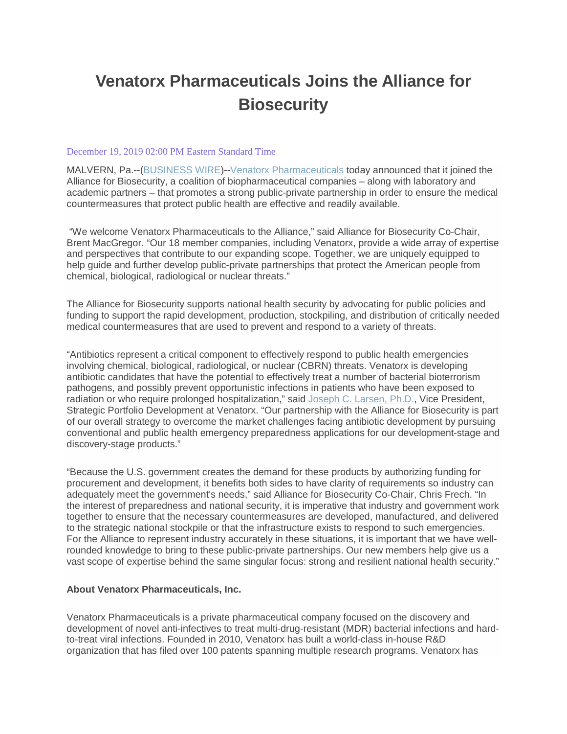# Venatorx Pharmaceuticals Joins the Alliance for Biosecurity

December 19, 2019 02:00 PM Eastern Standard Time

MALVERN, Pa.--(BUSINESS WIRE)--Venatorx Pharmaceuticals today announced that it joined the Alliance for Biosecurity, a coalition of biopharmaceutical companies – along with laboratory and academic partners – that promotes a strong public-private partnership in order to ensure the medical countermeasures that protect public health are effective and readily available.

"We welcome Venatorx Pharmaceuticals to the Alliance," said Alliance for Biosecurity Co-Chair, Brent MacGregor. "Our 18 member companies, including Venatorx, provide a wide array of expertise and perspectives that contribute to our expanding scope. Together, we are uniquely equipped to help guide and further develop public-private partnerships that protect the American people from chemical, biological, radiological or nuclear threats."

The Alliance for Biosecurity supports national health security by advocating for public policies and funding to support the rapid development, production, stockpiling, and distribution of critically needed medical countermeasures that are used to prevent and respond to a variety of threats.

"Antibiotics represent a critical component to effectively respond to public health emergencies involving chemical, biological, radiological, or nuclear (CBRN) threats. Venatorx is developing antibiotic candidates that have the potential to effectively treat a number of bacterial bioterrorism pathogens, and possibly prevent opportunistic infections in patients who have been exposed to radiation or who require prolonged hospitalization," said Joseph C. Larsen, Ph.D., Vice President, Strategic Portfolio Development at Venatorx. "Our partnership with the Alliance for Biosecurity is part of our overall strategy to overcome the market challenges facing antibiotic development by pursuing conventional and public health emergency preparedness applications for our development-stage and discovery-stage products."

"Because the U.S. government creates the demand for these products by authorizing funding for procurement and development, it benefits both sides to have clarity of requirements so industry can adequately meet the government's needs," said Alliance for Biosecurity Co-Chair, Chris Frech. "In the interest of preparedness and national security, it is imperative that industry and government work together to ensure that the necessary countermeasures are developed, manufactured, and delivered to the strategic national stockpile or that the infrastructure exists to respond to such emergencies. For the Alliance to represent industry accurately in these situations, it is important that we have well-rounded knowledge to bring to these public-private partnerships. Our new members help give us a vast scope of expertise behind the same singular focus: strong and resilient national health security."

**About Venatorx Pharmaceuticals, Inc.**

Venatorx Pharmaceuticals is a private pharmaceutical company focused on the discovery and development of novel anti-infectives to treat multi-drug-resistant (MDR) bacterial infections and hard-to-treat viral infections. Founded in 2010, Venatorx has built a world-class in-house R&D organization that has filed over 100 patents spanning multiple research programs. Venatorx has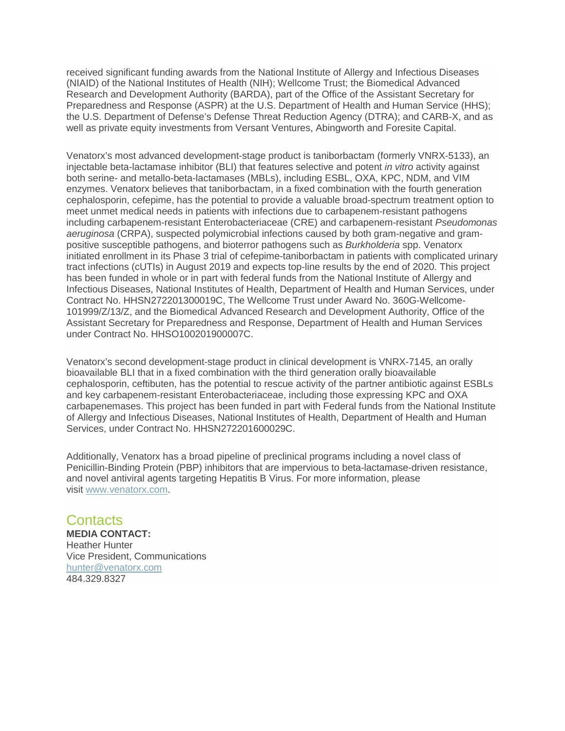received significant funding awards from the National Institute of Allergy and Infectious Diseases (NIAID) of the National Institutes of Health (NIH); Wellcome Trust; the Biomedical Advanced Research and Development Authority (BARDA), part of the Office of the Assistant Secretary for Preparedness and Response (ASPR) at the U.S. Department of Health and Human Service (HHS); the U.S. Department of Defense's Defense Threat Reduction Agency (DTRA); and CARB-X, and as well as private equity investments from Versant Ventures, Abingworth and Foresite Capital.

Venatorx's most advanced development-stage product is taniborbactam (formerly VNRX-5133), an injectable beta-lactamase inhibitor (BLI) that features selective and potent *in vitro* activity against both serine- and metallo-beta-lactamases (MBLs), including ESBL, OXA, KPC, NDM, and VIM enzymes. Venatorx believes that taniborbactam, in a fixed combination with the fourth generation cephalosporin, cefepime, has the potential to provide a valuable broad-spectrum treatment option to meet unmet medical needs in patients with infections due to carbapenem-resistant pathogens including carbapenem-resistant Enterobacteriaceae (CRE) and carbapenem-resistant *Pseudomonas aeruginosa* (CRPA), suspected polymicrobial infections caused by both gram-negative and gram-positive susceptible pathogens, and bioterror pathogens such as *Burkholderia* spp. Venatorx initiated enrollment in its Phase 3 trial of cefepime-taniborbactam in patients with complicated urinary tract infections (cUTIs) in August 2019 and expects top-line results by the end of 2020. This project has been funded in whole or in part with federal funds from the National Institute of Allergy and Infectious Diseases, National Institutes of Health, Department of Health and Human Services, under Contract No. HHSN272201300019C, The Wellcome Trust under Award No. 360G-Wellcome-101999/Z/13/Z, and the Biomedical Advanced Research and Development Authority, Office of the Assistant Secretary for Preparedness and Response, Department of Health and Human Services under Contract No. HHSO100201900007C.

Venatorx's second development-stage product in clinical development is VNRX-7145, an orally bioavailable BLI that in a fixed combination with the third generation orally bioavailable cephalosporin, ceftibuten, has the potential to rescue activity of the partner antibiotic against ESBLs and key carbapenem-resistant Enterobacteriaceae, including those expressing KPC and OXA carbapenemases. This project has been funded in part with Federal funds from the National Institute of Allergy and Infectious Diseases, National Institutes of Health, Department of Health and Human Services, under Contract No. HHSN272201600029C.

Additionally, Venatorx has a broad pipeline of preclinical programs including a novel class of Penicillin-Binding Protein (PBP) inhibitors that are impervious to beta-lactamase-driven resistance, and novel antiviral agents targeting Hepatitis B Virus. For more information, please visit www.venatorx.com.

## Contacts

**MEDIA CONTACT:**
Heather Hunter
Vice President, Communications
hunter@venatorx.com
484.329.8327